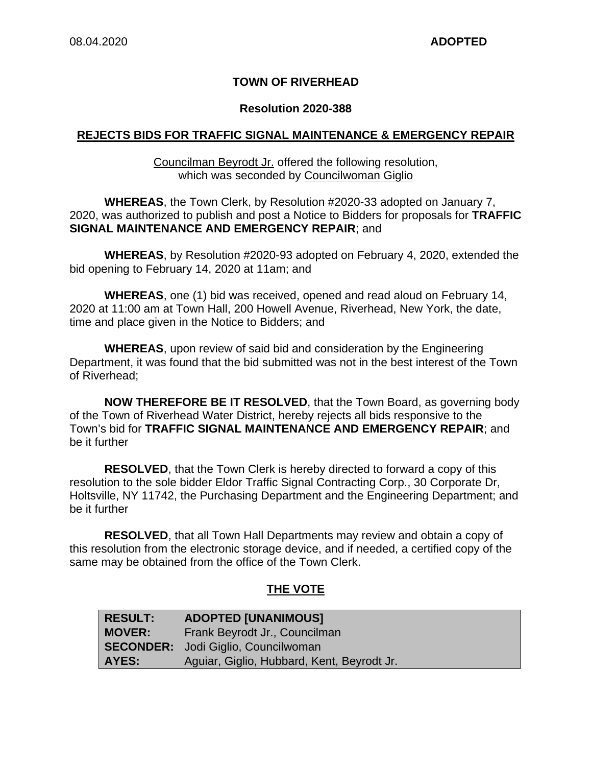08.04.2020 **ADOPTED**

# TOWN OF RIVERHEAD

## Resolution 2020-388

## REJECTS BIDS FOR TRAFFIC SIGNAL MAINTENANCE & EMERGENCY REPAIR

Councilman Beyrodt Jr. offered the following resolution,
which was seconded by Councilwoman Giglio

**WHEREAS**, the Town Clerk, by Resolution #2020-33 adopted on January 7, 2020, was authorized to publish and post a Notice to Bidders for proposals for **TRAFFIC SIGNAL MAINTENANCE AND EMERGENCY REPAIR**; and

**WHEREAS**, by Resolution #2020-93 adopted on February 4, 2020, extended the bid opening to February 14, 2020 at 11am; and

**WHEREAS**, one (1) bid was received, opened and read aloud on February 14, 2020 at 11:00 am at Town Hall, 200 Howell Avenue, Riverhead, New York, the date, time and place given in the Notice to Bidders; and

**WHEREAS**, upon review of said bid and consideration by the Engineering Department, it was found that the bid submitted was not in the best interest of the Town of Riverhead;

**NOW THEREFORE BE IT RESOLVED**, that the Town Board, as governing body of the Town of Riverhead Water District, hereby rejects all bids responsive to the Town's bid for **TRAFFIC SIGNAL MAINTENANCE AND EMERGENCY REPAIR**; and be it further

**RESOLVED**, that the Town Clerk is hereby directed to forward a copy of this resolution to the sole bidder Eldor Traffic Signal Contracting Corp., 30 Corporate Dr, Holtsville, NY 11742, the Purchasing Department and the Engineering Department; and be it further

**RESOLVED**, that all Town Hall Departments may review and obtain a copy of this resolution from the electronic storage device, and if needed, a certified copy of the same may be obtained from the office of the Town Clerk.

## THE VOTE

| | |
|---|---|
| **RESULT:** | **ADOPTED [UNANIMOUS]** |
| **MOVER:** | Frank Beyrodt Jr., Councilman |
| **SECONDER:** | Jodi Giglio, Councilwoman |
| **AYES:** | Aguiar, Giglio, Hubbard, Kent, Beyrodt Jr. |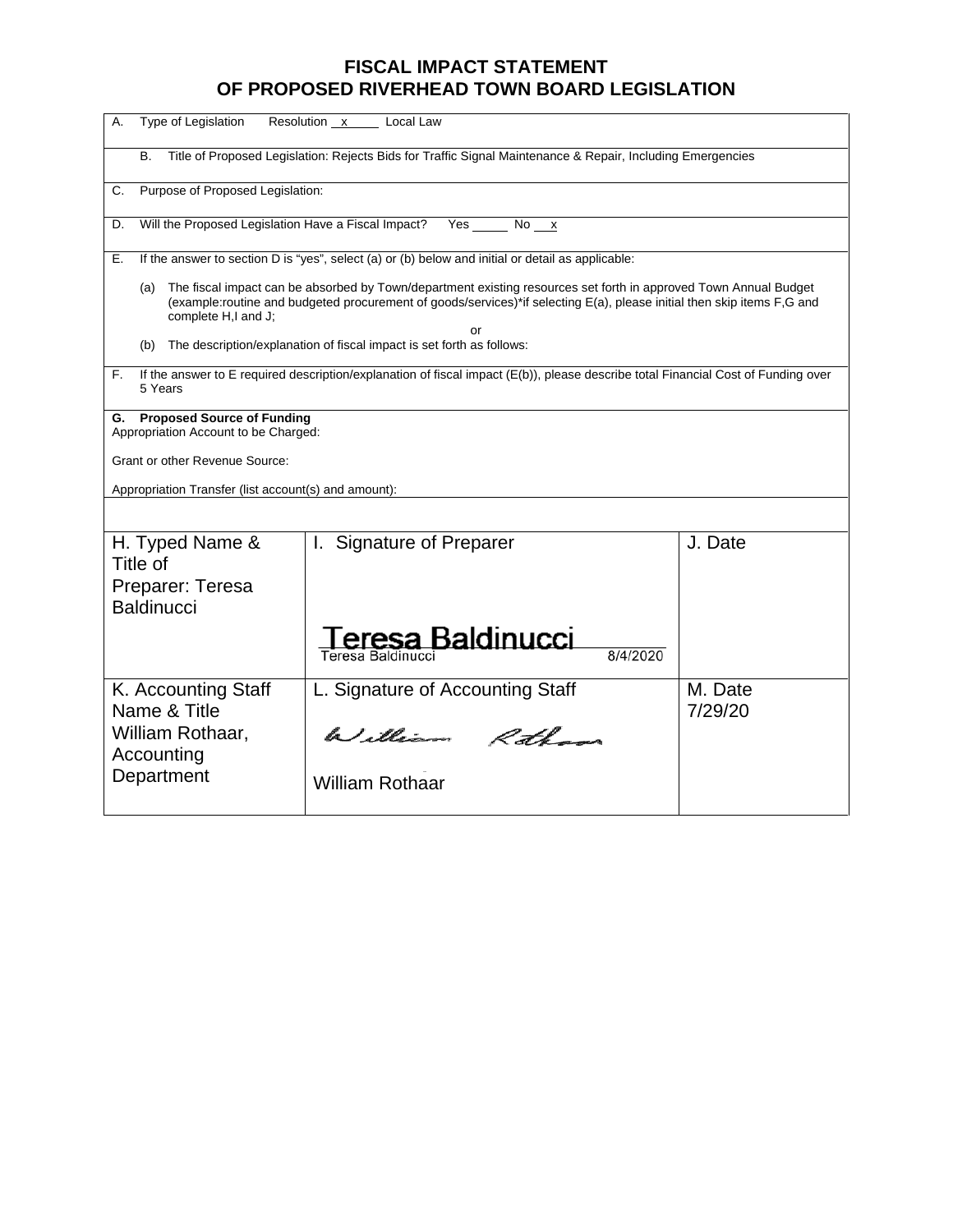# FISCAL IMPACT STATEMENT
# OF PROPOSED RIVERHEAD TOWN BOARD LEGISLATION

A. Type of Legislation Resolution \_x\_ Local Law

B. Title of Proposed Legislation: Rejects Bids for Traffic Signal Maintenance & Repair, Including Emergencies

C. Purpose of Proposed Legislation:

D. Will the Proposed Legislation Have a Fiscal Impact? Yes \_\_\_\_\_ No \_x\_

E. If the answer to section D is "yes", select (a) or (b) below and initial or detail as applicable:

(a) The fiscal impact can be absorbed by Town/department existing resources set forth in approved Town Annual Budget (example:routine and budgeted procurement of goods/services)*if selecting E(a), please initial then skip items F,G and complete H,I and J;

or

(b) The description/explanation of fiscal impact is set forth as follows:

F. If the answer to E required description/explanation of fiscal impact (E(b)), please describe total Financial Cost of Funding over 5 Years

**G. Proposed Source of Funding**
Appropriation Account to be Charged:

Grant or other Revenue Source:

Appropriation Transfer (list account(s) and amount):

| | | |
|---|---|---|
| H. Typed Name & Title of Preparer: Teresa Baldinucci | I. Signature of Preparer<br><br>Teresa Baldinucci<br>Teresa Baldinucci 8/4/2020 | J. Date |
| K. Accounting Staff Name & Title<br>William Rothaar, Accounting Department | L. Signature of Accounting Staff<br><br>William Rothaar<br>William Rothaar | M. Date<br>7/29/20 |